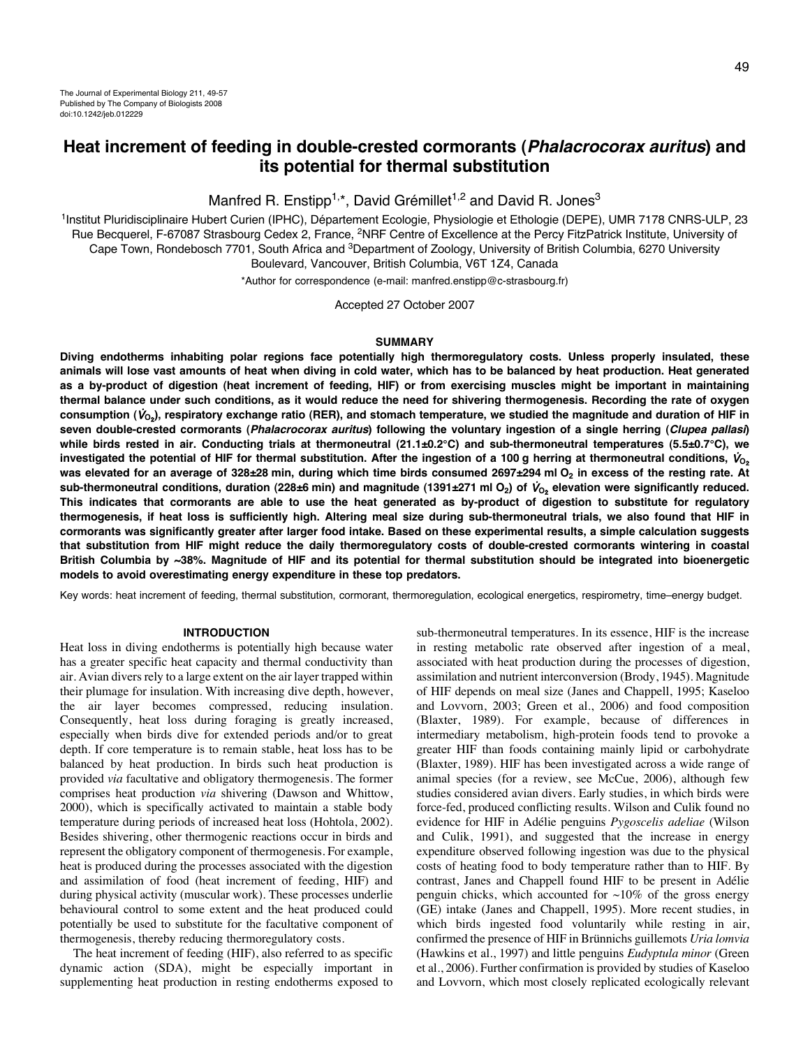# Heat increment of feeding in double-crested cormorants (*Phalacrocorax auritus*) and its potential for thermal substitution

Manfred R. Enstipp[1,*], David Grémillet[1,2] and David R. Jones[3]

[1]Institut Pluridisciplinaire Hubert Curien (IPHC), Département Ecologie, Physiologie et Ethologie (DEPE), UMR 7178 CNRS-ULP, 23 Rue Becquerel, F-67087 Strasbourg Cedex 2, France, [2]NRF Centre of Excellence at the Percy FitzPatrick Institute, University of Cape Town, Rondebosch 7701, South Africa and [3]Department of Zoology, University of British Columbia, 6270 University Boulevard, Vancouver, British Columbia, V6T 1Z4, Canada

*Author for correspondence (e-mail: manfred.enstipp@c-strasbourg.fr)

Accepted 27 October 2007

## SUMMARY

**Diving endotherms inhabiting polar regions face potentially high thermoregulatory costs. Unless properly insulated, these animals will lose vast amounts of heat when diving in cold water, which has to be balanced by heat production. Heat generated as a by-product of digestion (heat increment of feeding, HIF) or from exercising muscles might be important in maintaining thermal balance under such conditions, as it would reduce the need for shivering thermogenesis. Recording the rate of oxygen consumption ($\dot{V}_{O_2}$), respiratory exchange ratio (RER), and stomach temperature, we studied the magnitude and duration of HIF in seven double-crested cormorants (*Phalacrocorax auritus*) following the voluntary ingestion of a single herring (*Clupea pallasi*) while birds rested in air. Conducting trials at thermoneutral (21.1±0.2°C) and sub-thermoneutral temperatures (5.5±0.7°C), we investigated the potential of HIF for thermal substitution. After the ingestion of a 100 g herring at thermoneutral conditions, $\dot{V}_{O_2}$ was elevated for an average of 328±28 min, during which time birds consumed 2697±294 ml $O_2$ in excess of the resting rate. At sub-thermoneutral conditions, duration (228±6 min) and magnitude (1391±271 ml $O_2$) of $\dot{V}_{O_2}$ elevation were significantly reduced. This indicates that cormorants are able to use the heat generated as by-product of digestion to substitute for regulatory thermogenesis, if heat loss is sufficiently high. Altering meal size during sub-thermoneutral trials, we also found that HIF in cormorants was significantly greater after larger food intake. Based on these experimental results, a simple calculation suggests that substitution from HIF might reduce the daily thermoregulatory costs of double-crested cormorants wintering in coastal British Columbia by ~38%. Magnitude of HIF and its potential for thermal substitution should be integrated into bioenergetic models to avoid overestimating energy expenditure in these top predators.**

Key words: heat increment of feeding, thermal substitution, cormorant, thermoregulation, ecological energetics, respirometry, time–energy budget.

## INTRODUCTION

Heat loss in diving endotherms is potentially high because water has a greater specific heat capacity and thermal conductivity than air. Avian divers rely to a large extent on the air layer trapped within their plumage for insulation. With increasing dive depth, however, the air layer becomes compressed, reducing insulation. Consequently, heat loss during foraging is greatly increased, especially when birds dive for extended periods and/or to great depth. If core temperature is to remain stable, heat loss has to be balanced by heat production. In birds such heat production is provided *via* facultative and obligatory thermogenesis. The former comprises heat production *via* shivering (Dawson and Whittow, 2000), which is specifically activated to maintain a stable body temperature during periods of increased heat loss (Hohtola, 2002). Besides shivering, other thermogenic reactions occur in birds and represent the obligatory component of thermogenesis. For example, heat is produced during the processes associated with the digestion and assimilation of food (heat increment of feeding, HIF) and during physical activity (muscular work). These processes underlie behavioural control to some extent and the heat produced could potentially be used to substitute for the facultative component of thermogenesis, thereby reducing thermoregulatory costs.

The heat increment of feeding (HIF), also referred to as specific dynamic action (SDA), might be especially important in supplementing heat production in resting endotherms exposed to sub-thermoneutral temperatures. In its essence, HIF is the increase in resting metabolic rate observed after ingestion of a meal, associated with heat production during the processes of digestion, assimilation and nutrient interconversion (Brody, 1945). Magnitude of HIF depends on meal size (Janes and Chappell, 1995; Kaseloo and Lovvorn, 2003; Green et al., 2006) and food composition (Blaxter, 1989). For example, because of differences in intermediary metabolism, high-protein foods tend to provoke a greater HIF than foods containing mainly lipid or carbohydrate (Blaxter, 1989). HIF has been investigated across a wide range of animal species (for a review, see McCue, 2006), although few studies considered avian divers. Early studies, in which birds were force-fed, produced conflicting results. Wilson and Culik found no evidence for HIF in Adélie penguins *Pygoscelis adeliae* (Wilson and Culik, 1991), and suggested that the increase in energy expenditure observed following ingestion was due to the physical costs of heating food to body temperature rather than to HIF. By contrast, Janes and Chappell found HIF to be present in Adélie penguin chicks, which accounted for ~10% of the gross energy (GE) intake (Janes and Chappell, 1995). More recent studies, in which birds ingested food voluntarily while resting in air, confirmed the presence of HIF in Brünnichs guillemots *Uria lomvia* (Hawkins et al., 1997) and little penguins *Eudyptula minor* (Green et al., 2006). Further confirmation is provided by studies of Kaseloo and Lovvorn, which most closely replicated ecologically relevant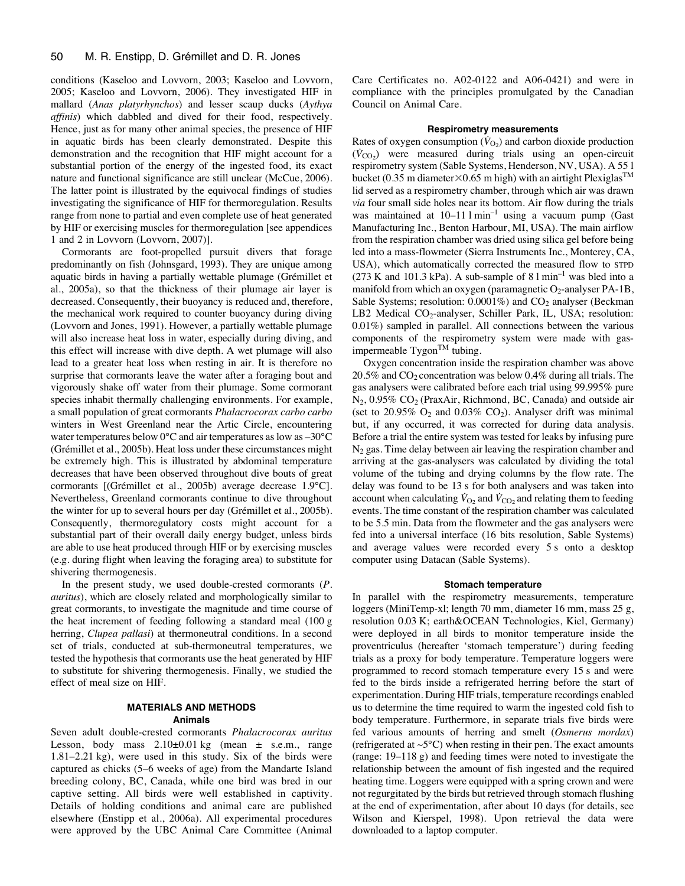conditions (Kaseloo and Lovvorn, 2003; Kaseloo and Lovvorn, 2005; Kaseloo and Lovvorn, 2006). They investigated HIF in mallard (*Anas platyrhynchos*) and lesser scaup ducks (*Aythya affinis*) which dabbled and dived for their food, respectively. Hence, just as for many other animal species, the presence of HIF in aquatic birds has been clearly demonstrated. Despite this demonstration and the recognition that HIF might account for a substantial portion of the energy of the ingested food, its exact nature and functional significance are still unclear (McCue, 2006). The latter point is illustrated by the equivocal findings of studies investigating the significance of HIF for thermoregulation. Results range from none to partial and even complete use of heat generated by HIF or exercising muscles for thermoregulation [see appendices 1 and 2 in Lovvorn (Lovvorn, 2007)].

Cormorants are foot-propelled pursuit divers that forage predominantly on fish (Johnsgard, 1993). They are unique among aquatic birds in having a partially wettable plumage (Grémillet et al., 2005a), so that the thickness of their plumage air layer is decreased. Consequently, their buoyancy is reduced and, therefore, the mechanical work required to counter buoyancy during diving (Lovvorn and Jones, 1991). However, a partially wettable plumage will also increase heat loss in water, especially during diving, and this effect will increase with dive depth. A wet plumage will also lead to a greater heat loss when resting in air. It is therefore no surprise that cormorants leave the water after a foraging bout and vigorously shake off water from their plumage. Some cormorant species inhabit thermally challenging environments. For example, a small population of great cormorants *Phalacrocorax carbo carbo* winters in West Greenland near the Artic Circle, encountering water temperatures below 0°C and air temperatures as low as –30°C (Grémillet et al., 2005b). Heat loss under these circumstances might be extremely high. This is illustrated by abdominal temperature decreases that have been observed throughout dive bouts of great cormorants [(Grémillet et al., 2005b) average decrease 1.9°C]. Nevertheless, Greenland cormorants continue to dive throughout the winter for up to several hours per day (Grémillet et al., 2005b). Consequently, thermoregulatory costs might account for a substantial part of their overall daily energy budget, unless birds are able to use heat produced through HIF or by exercising muscles (e.g. during flight when leaving the foraging area) to substitute for shivering thermogenesis.

In the present study, we used double-crested cormorants (*P. auritus*), which are closely related and morphologically similar to great cormorants, to investigate the magnitude and time course of the heat increment of feeding following a standard meal (100 g herring, *Clupea pallasi*) at thermoneutral conditions. In a second set of trials, conducted at sub-thermoneutral temperatures, we tested the hypothesis that cormorants use the heat generated by HIF to substitute for shivering thermogenesis. Finally, we studied the effect of meal size on HIF.

## MATERIALS AND METHODS

### Animals

Seven adult double-crested cormorants *Phalacrocorax auritus* Lesson, body mass 2.10±0.01 kg (mean ± s.e.m., range 1.81–2.21 kg), were used in this study. Six of the birds were captured as chicks (5–6 weeks of age) from the Mandarte Island breeding colony, BC, Canada, while one bird was bred in our captive setting. All birds were well established in captivity. Details of holding conditions and animal care are published elsewhere (Enstipp et al., 2006a). All experimental procedures were approved by the UBC Animal Care Committee (Animal Care Certificates no. A02-0122 and A06-0421) and were in compliance with the principles promulgated by the Canadian Council on Animal Care.

### Respirometry measurements

Rates of oxygen consumption ($\dot{V}_{O_2}$) and carbon dioxide production ($\dot{V}_{CO_2}$) were measured during trials using an open-circuit respirometry system (Sable Systems, Henderson, NV, USA). A 55 l bucket (0.35 m diameter×0.65 m high) with an airtight Plexiglas™ lid served as a respirometry chamber, through which air was drawn *via* four small side holes near its bottom. Air flow during the trials was maintained at 10–11 l min$^{-1}$ using a vacuum pump (Gast Manufacturing Inc., Benton Harbour, MI, USA). The main airflow from the respiration chamber was dried using silica gel before being led into a mass-flowmeter (Sierra Instruments Inc., Monterey, CA, USA), which automatically corrected the measured flow to STPD (273 K and 101.3 kPa). A sub-sample of 8 l min$^{-1}$ was bled into a manifold from which an oxygen (paramagnetic $O_2$-analyser PA-1B, Sable Systems; resolution: 0.0001%) and $CO_2$ analyser (Beckman LB2 Medical $CO_2$-analyser, Schiller Park, IL, USA; resolution: 0.01%) sampled in parallel. All connections between the various components of the respirometry system were made with gas-impermeable Tygon™ tubing.

Oxygen concentration inside the respiration chamber was above 20.5% and $CO_2$ concentration was below 0.4% during all trials. The gas analysers were calibrated before each trial using 99.995% pure $N_2$, 0.95% $CO_2$ (PraxAir, Richmond, BC, Canada) and outside air (set to 20.95% $O_2$ and 0.03% $CO_2$). Analyser drift was minimal but, if any occurred, it was corrected for during data analysis. Before a trial the entire system was tested for leaks by infusing pure $N_2$ gas. Time delay between air leaving the respiration chamber and arriving at the gas-analysers was calculated by dividing the total volume of the tubing and drying columns by the flow rate. The delay was found to be 13 s for both analysers and was taken into account when calculating $\dot{V}_{O_2}$ and $\dot{V}_{CO_2}$ and relating them to feeding events. The time constant of the respiration chamber was calculated to be 5.5 min. Data from the flowmeter and the gas analysers were fed into a universal interface (16 bits resolution, Sable Systems) and average values were recorded every 5 s onto a desktop computer using Datacan (Sable Systems).

### Stomach temperature

In parallel with the respirometry measurements, temperature loggers (MiniTemp-xl; length 70 mm, diameter 16 mm, mass 25 g, resolution 0.03 K; earth&OCEAN Technologies, Kiel, Germany) were deployed in all birds to monitor temperature inside the proventriculus (hereafter 'stomach temperature') during feeding trials as a proxy for body temperature. Temperature loggers were programmed to record stomach temperature every 15 s and were fed to the birds inside a refrigerated herring before the start of experimentation. During HIF trials, temperature recordings enabled us to determine the time required to warm the ingested cold fish to body temperature. Furthermore, in separate trials five birds were fed various amounts of herring and smelt (*Osmerus mordax*) (refrigerated at ~5°C) when resting in their pen. The exact amounts (range: 19–118 g) and feeding times were noted to investigate the relationship between the amount of fish ingested and the required heating time. Loggers were equipped with a spring crown and were not regurgitated by the birds but retrieved through stomach flushing at the end of experimentation, after about 10 days (for details, see Wilson and Kierspel, 1998). Upon retrieval the data were downloaded to a laptop computer.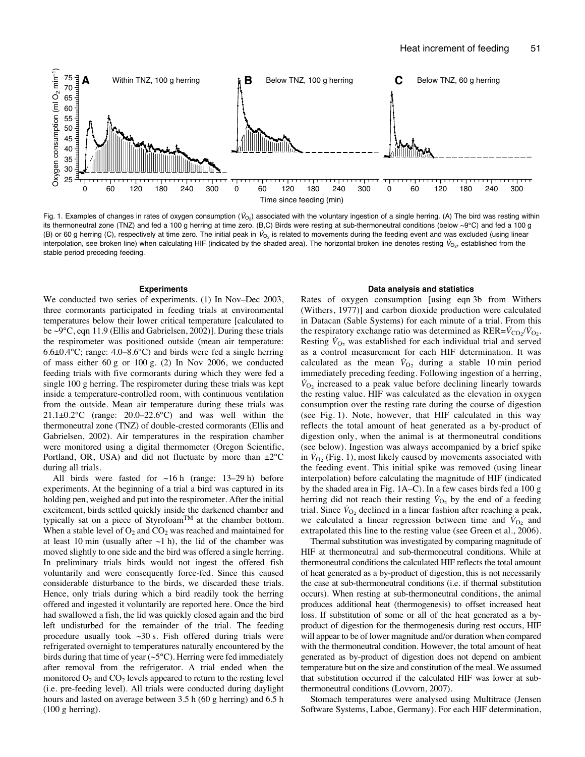Fig. 1. Examples of changes in rates of oxygen consumption ($\dot{V}_{O_2}$) associated with the voluntary ingestion of a single herring. (A) The bird was resting within its thermoneutral zone (TNZ) and fed a 100 g herring at time zero. (B,C) Birds were resting at sub-thermoneutral conditions (below ~9°C) and fed a 100 g (B) or 60 g herring (C), respectively at time zero. The initial peak in $\dot{V}_{O_2}$ is related to movements during the feeding event and was excluded (using linear interpolation, see broken line) when calculating HIF (indicated by the shaded area). The horizontal broken line denotes resting $\dot{V}_{O_2}$, established from the stable period preceding feeding.

### Experiments

We conducted two series of experiments. (1) In Nov–Dec 2003, three cormorants participated in feeding trials at environmental temperatures below their lower critical temperature [calculated to be ~9°C, eqn 11.9 (Ellis and Gabrielsen, 2002)]. During these trials the respirometer was positioned outside (mean air temperature: 6.6±0.4°C; range: 4.0–8.6°C) and birds were fed a single herring of mass either 60 g or 100 g. (2) In Nov 2006, we conducted feeding trials with five cormorants during which they were fed a single 100 g herring. The respirometer during these trials was kept inside a temperature-controlled room, with continuous ventilation from the outside. Mean air temperature during these trials was 21.1±0.2°C (range: 20.0–22.6°C) and was well within the thermoneutral zone (TNZ) of double-crested cormorants (Ellis and Gabrielsen, 2002). Air temperatures in the respiration chamber were monitored using a digital thermometer (Oregon Scientific, Portland, OR, USA) and did not fluctuate by more than ±2°C during all trials.

All birds were fasted for ~16 h (range: 13–29 h) before experiments. At the beginning of a trial a bird was captured in its holding pen, weighed and put into the respirometer. After the initial excitement, birds settled quickly inside the darkened chamber and typically sat on a piece of Styrofoam™ at the chamber bottom. When a stable level of $O_2$ and $CO_2$ was reached and maintained for at least 10 min (usually after ~1 h), the lid of the chamber was moved slightly to one side and the bird was offered a single herring. In preliminary trials birds would not ingest the offered fish voluntarily and were consequently force-fed. Since this caused considerable disturbance to the birds, we discarded these trials. Hence, only trials during which a bird readily took the herring offered and ingested it voluntarily are reported here. Once the bird had swallowed a fish, the lid was quickly closed again and the bird left undisturbed for the remainder of the trial. The feeding procedure usually took ~30 s. Fish offered during trials were refrigerated overnight to temperatures naturally encountered by the birds during that time of year (~5°C). Herring were fed immediately after removal from the refrigerator. A trial ended when the monitored $O_2$ and $CO_2$ levels appeared to return to the resting level (i.e. pre-feeding level). All trials were conducted during daylight hours and lasted on average between 3.5 h (60 g herring) and 6.5 h (100 g herring).

### Data analysis and statistics

Rates of oxygen consumption [using eqn 3b from Withers (Withers, 1977)] and carbon dioxide production were calculated in Datacan (Sable Systems) for each minute of a trial. From this the respiratory exchange ratio was determined as RER=$\dot{V}_{CO_2}/\dot{V}_{O_2}$. Resting $\dot{V}_{O_2}$ was established for each individual trial and served as a control measurement for each HIF determination. It was calculated as the mean $\dot{V}_{O_2}$ during a stable 10 min period immediately preceding feeding. Following ingestion of a herring, $\dot{V}_{O_2}$ increased to a peak value before declining linearly towards the resting value. HIF was calculated as the elevation in oxygen consumption over the resting rate during the course of digestion (see Fig. 1). Note, however, that HIF calculated in this way reflects the total amount of heat generated as a by-product of digestion only, when the animal is at thermoneutral conditions (see below). Ingestion was always accompanied by a brief spike in $\dot{V}_{O_2}$ (Fig. 1), most likely caused by movements associated with the feeding event. This initial spike was removed (using linear interpolation) before calculating the magnitude of HIF (indicated by the shaded area in Fig. 1A–C). In a few cases birds fed a 100 g herring did not reach their resting $\dot{V}_{O_2}$ by the end of a feeding trial. Since $\dot{V}_{O_2}$ declined in a linear fashion after reaching a peak, we calculated a linear regression between time and $\dot{V}_{O_2}$ and extrapolated this line to the resting value (see Green et al., 2006).

Thermal substitution was investigated by comparing magnitude of HIF at thermoneutral and sub-thermoneutral conditions. While at thermoneutral conditions the calculated HIF reflects the total amount of heat generated as a by-product of digestion, this is not necessarily the case at sub-thermoneutral conditions (i.e. if thermal substitution occurs). When resting at sub-thermoneutral conditions, the animal produces additional heat (thermogenesis) to offset increased heat loss. If substitution of some or all of the heat generated as a by-product of digestion for the thermogenesis during rest occurs, HIF will appear to be of lower magnitude and/or duration when compared with the thermoneutral condition. However, the total amount of heat generated as by-product of digestion does not depend on ambient temperature but on the size and constitution of the meal. We assumed that substitution occurred if the calculated HIF was lower at sub-thermoneutral conditions (Lovvorn, 2007).

Stomach temperatures were analysed using Multitrace (Jensen Software Systems, Laboe, Germany). For each HIF determination,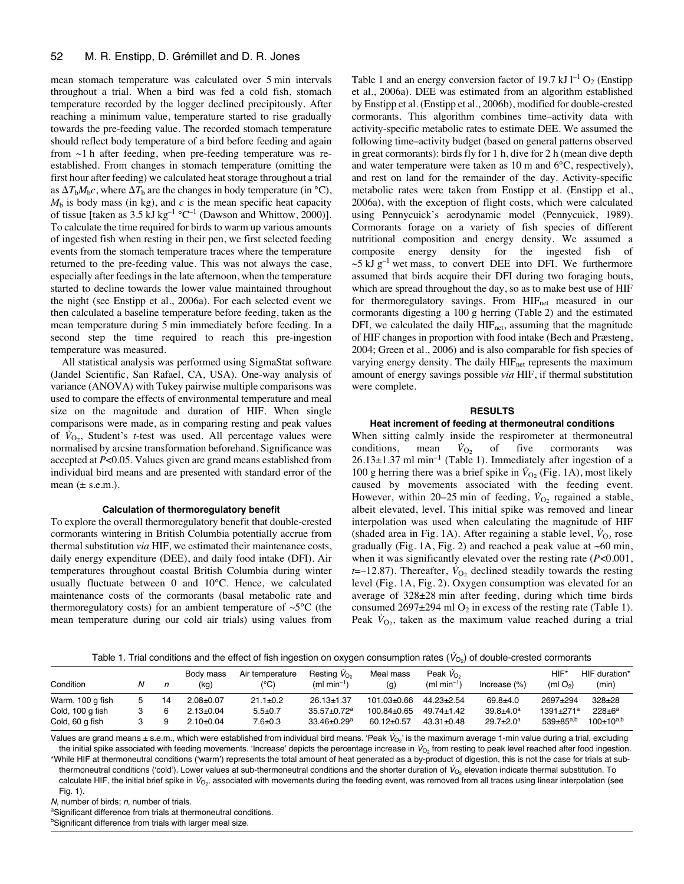mean stomach temperature was calculated over 5 min intervals throughout a trial. When a bird was fed a cold fish, stomach temperature recorded by the logger declined precipitously. After reaching a minimum value, temperature started to rise gradually towards the pre-feeding value. The recorded stomach temperature should reflect body temperature of a bird before feeding and again from ~1 h after feeding, when pre-feeding temperature was re-established. From changes in stomach temperature (omitting the first hour after feeding) we calculated heat storage throughout a trial as $\Delta T_b M_b c$, where $\Delta T_b$ are the changes in body temperature (in °C), $M_b$ is body mass (in kg), and $c$ is the mean specific heat capacity of tissue [taken as 3.5 kJ $kg^{-1}$ $°C^{-1}$ (Dawson and Whittow, 2000)]. To calculate the time required for birds to warm up various amounts of ingested fish when resting in their pen, we first selected feeding events from the stomach temperature traces where the temperature returned to the pre-feeding value. This was not always the case, especially after feedings in the late afternoon, when the temperature started to decline towards the lower value maintained throughout the night (see Enstipp et al., 2006a). For each selected event we then calculated a baseline temperature before feeding, taken as the mean temperature during 5 min immediately before feeding. In a second step the time required to reach this pre-ingestion temperature was measured.

All statistical analysis was performed using SigmaStat software (Jandel Scientific, San Rafael, CA, USA). One-way analysis of variance (ANOVA) with Tukey pairwise multiple comparisons was used to compare the effects of environmental temperature and meal size on the magnitude and duration of HIF. When single comparisons were made, as in comparing resting and peak values of $\dot{V}_{O_2}$, Student's *t*-test was used. All percentage values were normalised by arcsine transformation beforehand. Significance was accepted at $P<0.05$. Values given are grand means established from individual bird means and are presented with standard error of the mean (± s.e.m.).

### Calculation of thermoregulatory benefit

To explore the overall thermoregulatory benefit that double-crested cormorants wintering in British Columbia potentially accrue from thermal substitution *via* HIF, we estimated their maintenance costs, daily energy expenditure (DEE), and daily food intake (DFI). Air temperatures throughout coastal British Columbia during winter usually fluctuate between 0 and 10°C. Hence, we calculated maintenance costs of the cormorants (basal metabolic rate and thermoregulatory costs) for an ambient temperature of ~5°C (the mean temperature during our cold air trials) using values from Table 1 and an energy conversion factor of 19.7 kJ $l^{-1}$ $O_2$ (Enstipp et al., 2006a). DEE was estimated from an algorithm established by Enstipp et al. (Enstipp et al., 2006b), modified for double-crested cormorants. This algorithm combines time–activity data with activity-specific metabolic rates to estimate DEE. We assumed the following time–activity budget (based on general patterns observed in great cormorants): birds fly for 1 h, dive for 2 h (mean dive depth and water temperature were taken as 10 m and 6°C, respectively), and rest on land for the remainder of the day. Activity-specific metabolic rates were taken from Enstipp et al. (Enstipp et al., 2006a), with the exception of flight costs, which were calculated using Pennycuick's aerodynamic model (Pennycuick, 1989). Cormorants forage on a variety of fish species of different nutritional composition and energy density. We assumed a composite energy density for the ingested fish of ~5 kJ $g^{-1}$ wet mass, to convert DEE into DFI. We furthermore assumed that birds acquire their DFI during two foraging bouts, which are spread throughout the day, so as to make best use of HIF for thermoregulatory savings. From $HIF_{net}$ measured in our cormorants digesting a 100 g herring (Table 2) and the estimated DFI, we calculated the daily $HIF_{net}$, assuming that the magnitude of HIF changes in proportion with food intake (Bech and Præsteng, 2004; Green et al., 2006) and is also comparable for fish species of varying energy density. The daily $HIF_{net}$ represents the maximum amount of energy savings possible *via* HIF, if thermal substitution were complete.

## RESULTS

### Heat increment of feeding at thermoneutral conditions

When sitting calmly inside the respirometer at thermoneutral conditions, mean $\dot{V}_{O_2}$ of five cormorants was 26.13±1.37 ml $min^{-1}$ (Table 1). Immediately after ingestion of a 100 g herring there was a brief spike in $\dot{V}_{O_2}$ (Fig. 1A), most likely caused by movements associated with the feeding event. However, within 20–25 min of feeding, $\dot{V}_{O_2}$ regained a stable, albeit elevated, level. This initial spike was removed and linear interpolation was used when calculating the magnitude of HIF (shaded area in Fig. 1A). After regaining a stable level, $\dot{V}_{O_2}$ rose gradually (Fig. 1A, Fig. 2) and reached a peak value at ~60 min, when it was significantly elevated over the resting rate ($P<0.001$, $t=-12.87$). Thereafter, $\dot{V}_{O_2}$ declined steadily towards the resting level (Fig. 1A, Fig. 2). Oxygen consumption was elevated for an average of 328±28 min after feeding, during which time birds consumed 2697±294 ml $O_2$ in excess of the resting rate (Table 1). Peak $\dot{V}_{O_2}$, taken as the maximum value reached during a trial

Table 1. Trial conditions and the effect of fish ingestion on oxygen consumption rates ($\dot{V}_{O_2}$) of double-crested cormorants

| Condition | $N$ | $n$ | Body mass (kg) | Air temperature (°C) | Resting $\dot{V}_{O_2}$ (ml $min^{-1}$) | Meal mass (g) | Peak $\dot{V}_{O_2}$ (ml $min^{-1}$) | Increase (%) | HIF* (ml $O_2$) | HIF duration* (min) |
|---|---|---|---|---|---|---|---|---|---|---|
| Warm, 100 g fish | 5 | 14 | 2.08±0.07 | 21.1±0.2 | 26.13±1.37 | 101.03±0.66 | 44.23±2.54 | 69.8±4.0 | 2697±294 | 328±28 |
| Cold, 100 g fish | 3 | 6 | 2.13±0.04 | 5.5±0.7 | 35.57±0.72[a] | 100.84±0.65 | 49.74±1.42 | 39.8±4.0[a] | 1391±271[a] | 228±6[a] |
| Cold, 60 g fish | 3 | 9 | 2.10±0.04 | 7.6±0.3 | 33.46±0.29[a] | 60.12±0.57 | 43.31±0.48 | 29.7±2.0[a] | 539±85[a,b] | 100±10[a,b] |

Values are grand means ± s.e.m., which were established from individual bird means. 'Peak $\dot{V}_{O_2}$' is the maximum average 1-min value during a trial, excluding the initial spike associated with feeding movements. 'Increase' depicts the percentage increase in $\dot{V}_{O_2}$ from resting to peak level reached after food ingestion.

*While HIF at thermoneutral conditions ('warm') represents the total amount of heat generated as a by-product of digestion, this is not the case for trials at sub-thermoneutral conditions ('cold'). Lower values at sub-thermoneutral conditions and the shorter duration of $\dot{V}_{O_2}$ elevation indicate thermal substitution. To calculate HIF, the initial brief spike in $\dot{V}_{O_2}$, associated with movements during the feeding event, was removed from all traces using linear interpolation (see Fig. 1).

*N*, number of birds; *n*, number of trials.

[a]Significant difference from trials at thermoneutral conditions.

[b]Significant difference from trials with larger meal size.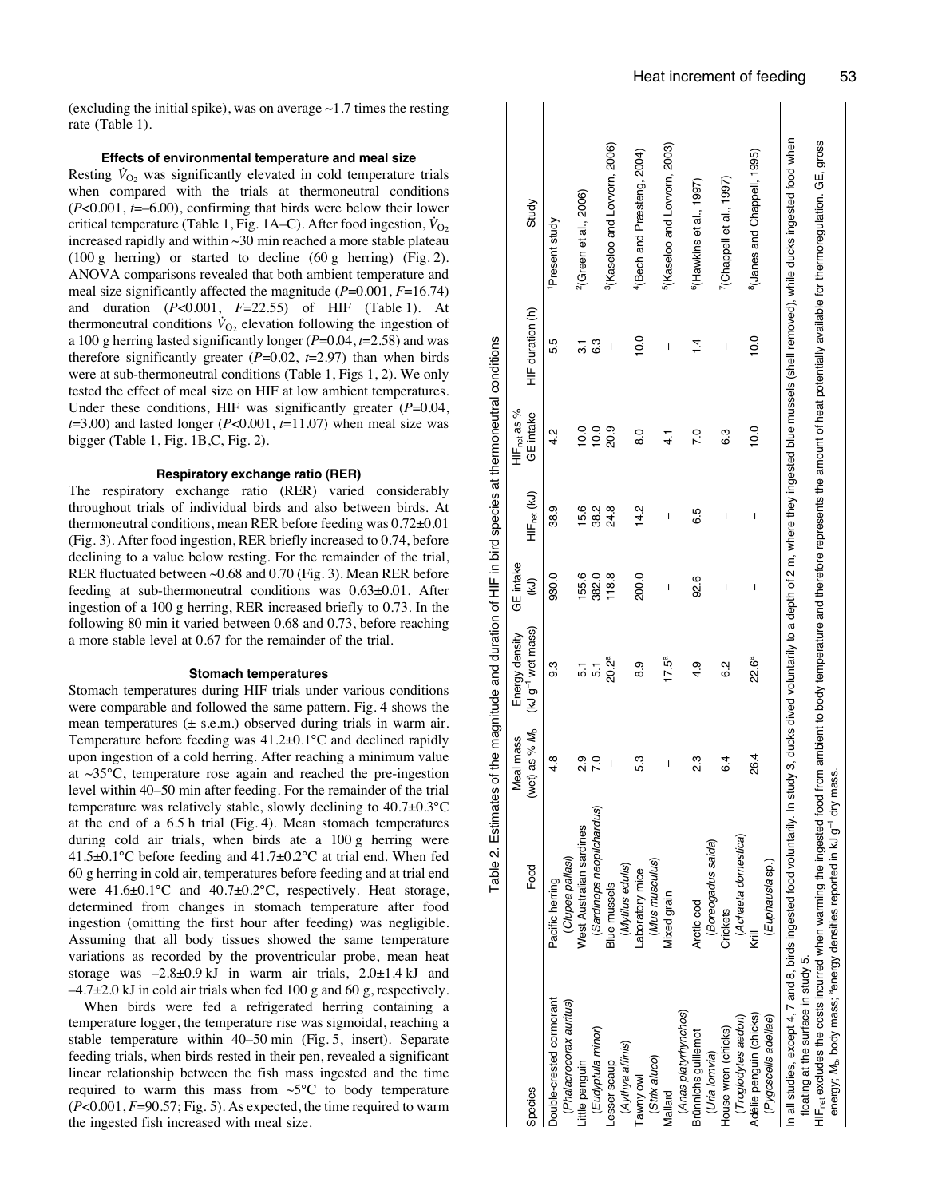(excluding the initial spike), was on average ~1.7 times the resting rate (Table 1).

### Effects of environmental temperature and meal size

Resting $\dot{V}_{O_2}$ was significantly elevated in cold temperature trials when compared with the trials at thermoneutral conditions ($P<0.001$, $t=-6.00$), confirming that birds were below their lower critical temperature (Table 1, Fig. 1A–C). After food ingestion, $\dot{V}_{O_2}$ increased rapidly and within ~30 min reached a more stable plateau (100 g herring) or started to decline (60 g herring) (Fig. 2). ANOVA comparisons revealed that both ambient temperature and meal size significantly affected the magnitude ($P=0.001$, $F=16.74$) and duration ($P<0.001$, $F=22.55$) of HIF (Table 1). At thermoneutral conditions $\dot{V}_{O_2}$ elevation following the ingestion of a 100 g herring lasted significantly longer ($P=0.04$, $t=2.58$) and was therefore significantly greater ($P=0.02$, $t=2.97$) than when birds were at sub-thermoneutral conditions (Table 1, Figs 1, 2). We only tested the effect of meal size on HIF at low ambient temperatures. Under these conditions, HIF was significantly greater ($P=0.04$, $t=3.00$) and lasted longer ($P<0.001$, $t=11.07$) when meal size was bigger (Table 1, Fig. 1B,C, Fig. 2).

### Respiratory exchange ratio (RER)

The respiratory exchange ratio (RER) varied considerably throughout trials of individual birds and also between birds. At thermoneutral conditions, mean RER before feeding was 0.72±0.01 (Fig. 3). After food ingestion, RER briefly increased to 0.74, before declining to a value below resting. For the remainder of the trial, RER fluctuated between ~0.68 and 0.70 (Fig. 3). Mean RER before feeding at sub-thermoneutral conditions was 0.63±0.01. After ingestion of a 100 g herring, RER increased briefly to 0.73. In the following 80 min it varied between 0.68 and 0.73, before reaching a more stable level at 0.67 for the remainder of the trial.

### Stomach temperatures

Stomach temperatures during HIF trials under various conditions were comparable and followed the same pattern. Fig. 4 shows the mean temperatures (± s.e.m.) observed during trials in warm air. Temperature before feeding was 41.2±0.1°C and declined rapidly upon ingestion of a cold herring. After reaching a minimum value at ~35°C, temperature rose again and reached the pre-ingestion level within 40–50 min after feeding. For the remainder of the trial temperature was relatively stable, slowly declining to 40.7±0.3°C at the end of a 6.5 h trial (Fig. 4). Mean stomach temperatures during cold air trials, when birds ate a 100 g herring were 41.5±0.1°C before feeding and 41.7±0.2°C at trial end. When fed 60 g herring in cold air, temperatures before feeding and at trial end were 41.6±0.1°C and 40.7±0.2°C, respectively. Heat storage, determined from changes in stomach temperature after food ingestion (omitting the first hour after feeding) was negligible. Assuming that all body tissues showed the same temperature variations as recorded by the proventricular probe, mean heat storage was −2.8±0.9 kJ in warm air trials, 2.0±1.4 kJ and −4.7±2.0 kJ in cold air trials when fed 100 g and 60 g, respectively.

When birds were fed a refrigerated herring containing a temperature logger, the temperature rise was sigmoidal, reaching a stable temperature within 40–50 min (Fig. 5, insert). Separate feeding trials, when birds rested in their pen, revealed a significant linear relationship between the fish mass ingested and the time required to warm this mass from ~5°C to body temperature ($P<0.001$, $F=90.57$; Fig. 5). As expected, the time required to warm the ingested fish increased with meal size.

Table 2. Estimates of the magnitude and duration of HIF in bird species at thermoneutral conditions

| Species | Food | Meal mass (wet) as % $M_b$ | Energy density (kJ g$^{-1}$ wet mass) | GE intake (kJ) | HIF$_{net}$ (kJ) | HIF$_{net}$ as % GE intake | HIF duration (h) | Study |
|---|---|---|---|---|---|---|---|---|
| Double-crested cormorant (*Phalacrocorax auritus*) | Pacific herring (*Clupea pallasi*) | 4.8 | 9.3 | 930.0 | 38.9 | 4.2 | 5.5 | [1]Present study |
| Little penguin (*Eudyptula minor*) | West Australian sardines (*Sardinops neopilchardus*) | 2.9 | 5.1 | 155.6 | 15.6 | 10.0 | 3.1 | [2](Green et al., 2006) |
| | | 7.0 | 5.1 | 382.0 | 38.2 | 10.0 | 6.3 | |
| Lesser scaup (*Aythya affinis*) | Blue mussels (*Mytilus edulis*) | – | 20.2[a] | 118.8 | 24.8 | 20.9 | – | [3](Kaseloo and Lovvorn, 2006) |
| Tawny owl (*Strix aluco*) | Laboratory mice (*Mus musculus*) | 5.3 | 8.9 | 200.0 | 14.2 | 8.0 | 10.0 | [4](Bech and Præsteng, 2004) |
| Mallard (*Anas platyrhynchos*) | Mixed grain | – | 17.5[a] | – | – | 4.1 | – | [5](Kaseloo and Lovvorn, 2003) |
| Brünnichs guillemot (*Uria lomvia*) | Arctic cod (*Boreogadus saida*) | 2.3 | 4.9 | 92.6 | 6.5 | 7.0 | 1.4 | [6](Hawkins et al., 1997) |
| House wren (chicks) (*Troglodytes aedon*) | Crickets (*Achaeta domestica*) | 6.4 | 6.2 | – | – | 6.3 | – | [7](Chappell et al., 1997) |
| Adélie penguin (chicks) (*Pygoscelis adeliae*) | Krill (*Euphausia* sp.) | 26.4 | 22.6[a] | – | – | 10.0 | 10.0 | [8](Janes and Chappell, 1995) |

In all studies, except 4, 7 and 8, birds ingested food voluntarily. In study 3, ducks dived voluntarily to a depth of 2 m, where they ingested blue mussels (shell removed), while ducks ingested food when floating at the surface in study 5.

HIF$_{net}$ excludes the costs incurred when warming the ingested food from ambient to body temperature and therefore represents the amount of heat potentially available for thermoregulation. GE, gross energy; $M_b$, body mass; [a]energy densities reported in kJ g$^{-1}$ dry mass.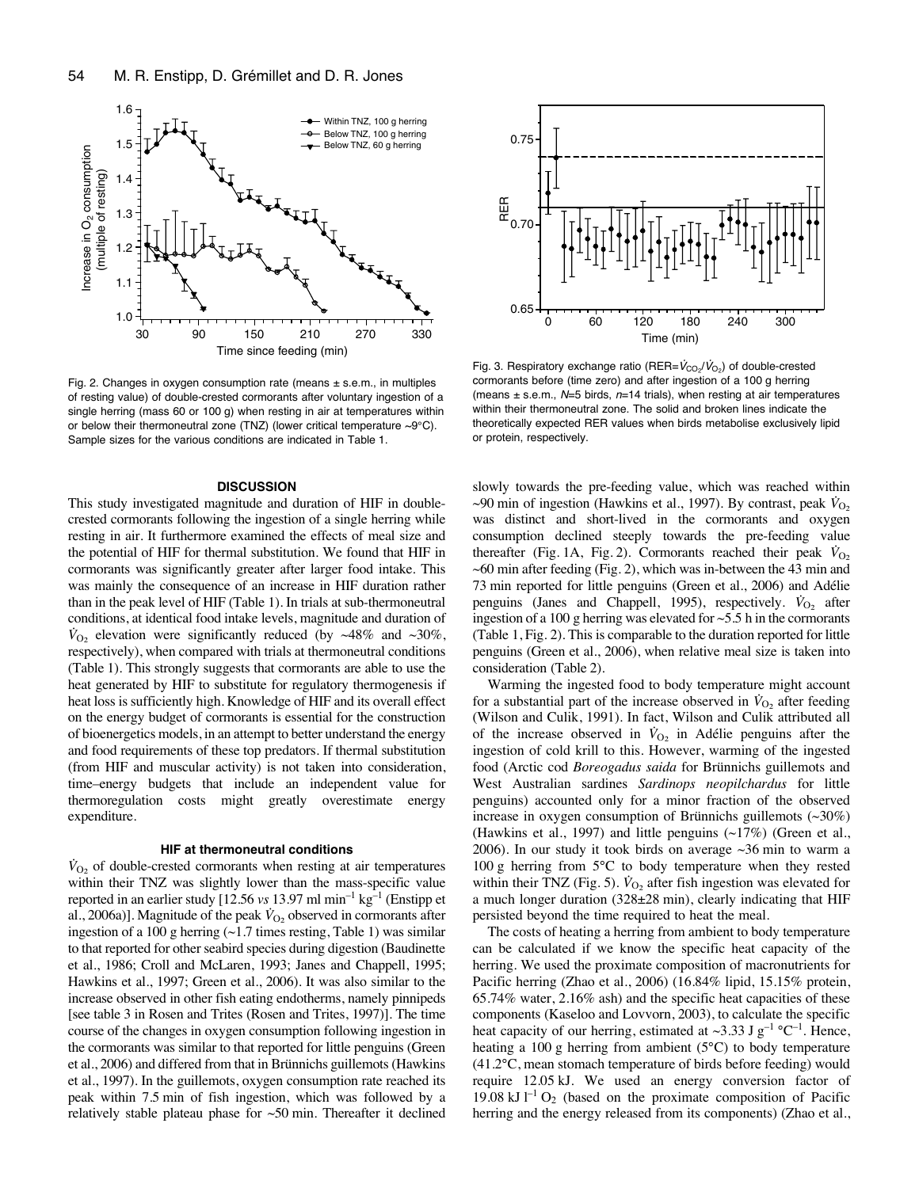Fig. 2. Changes in oxygen consumption rate (means ± s.e.m., in multiples of resting value) of double-crested cormorants after voluntary ingestion of a single herring (mass 60 or 100 g) when resting in air at temperatures within or below their thermoneutral zone (TNZ) (lower critical temperature ~9°C). Sample sizes for the various conditions are indicated in Table 1.

Fig. 3. Respiratory exchange ratio (RER=$\dot{V}_{CO_2}/\dot{V}_{O_2}$) of double-crested cormorants before (time zero) and after ingestion of a 100 g herring (means ± s.e.m., *N*=5 birds, *n*=14 trials), when resting at air temperatures within their thermoneutral zone. The solid and broken lines indicate the theoretically expected RER values when birds metabolise exclusively lipid or protein, respectively.

## DISCUSSION

This study investigated magnitude and duration of HIF in double-crested cormorants following the ingestion of a single herring while resting in air. It furthermore examined the effects of meal size and the potential of HIF for thermal substitution. We found that HIF in cormorants was significantly greater after larger food intake. This was mainly the consequence of an increase in HIF duration rather than in the peak level of HIF (Table 1). In trials at sub-thermoneutral conditions, at identical food intake levels, magnitude and duration of $\dot{V}_{O_2}$ elevation were significantly reduced (by ~48% and ~30%, respectively), when compared with trials at thermoneutral conditions (Table 1). This strongly suggests that cormorants are able to use the heat generated by HIF to substitute for regulatory thermogenesis if heat loss is sufficiently high. Knowledge of HIF and its overall effect on the energy budget of cormorants is essential for the construction of bioenergetics models, in an attempt to better understand the energy and food requirements of these top predators. If thermal substitution (from HIF and muscular activity) is not taken into consideration, time–energy budgets that include an independent value for thermoregulation costs might greatly overestimate energy expenditure.

### HIF at thermoneutral conditions

$\dot{V}_{O_2}$ of double-crested cormorants when resting at air temperatures within their TNZ was slightly lower than the mass-specific value reported in an earlier study [12.56 *vs* 13.97 ml min$^{-1}$ kg$^{-1}$ (Enstipp et al., 2006a)]. Magnitude of the peak $\dot{V}_{O_2}$ observed in cormorants after ingestion of a 100 g herring (~1.7 times resting, Table 1) was similar to that reported for other seabird species during digestion (Baudinette et al., 1986; Croll and McLaren, 1993; Janes and Chappell, 1995; Hawkins et al., 1997; Green et al., 2006). It was also similar to the increase observed in other fish eating endotherms, namely pinnipeds [see table 3 in Rosen and Trites (Rosen and Trites, 1997)]. The time course of the changes in oxygen consumption following ingestion in the cormorants was similar to that reported for little penguins (Green et al., 2006) and differed from that in Brünnichs guillemots (Hawkins et al., 1997). In the guillemots, oxygen consumption rate reached its peak within 7.5 min of fish ingestion, which was followed by a relatively stable plateau phase for ~50 min. Thereafter it declined slowly towards the pre-feeding value, which was reached within ~90 min of ingestion (Hawkins et al., 1997). By contrast, peak $\dot{V}_{O_2}$ was distinct and short-lived in the cormorants and oxygen consumption declined steeply towards the pre-feeding value thereafter (Fig. 1A, Fig. 2). Cormorants reached their peak $\dot{V}_{O_2}$ ~60 min after feeding (Fig. 2), which was in-between the 43 min and 73 min reported for little penguins (Green et al., 2006) and Adélie penguins (Janes and Chappell, 1995), respectively. $\dot{V}_{O_2}$ after ingestion of a 100 g herring was elevated for ~5.5 h in the cormorants (Table 1, Fig. 2). This is comparable to the duration reported for little penguins (Green et al., 2006), when relative meal size is taken into consideration (Table 2).

Warming the ingested food to body temperature might account for a substantial part of the increase observed in $\dot{V}_{O_2}$ after feeding (Wilson and Culik, 1991). In fact, Wilson and Culik attributed all of the increase observed in $\dot{V}_{O_2}$ in Adélie penguins after the ingestion of cold krill to this. However, warming of the ingested food (Arctic cod *Boreogadus saida* for Brünnichs guillemots and West Australian sardines *Sardinops neopilchardus* for little penguins) accounted only for a minor fraction of the observed increase in oxygen consumption of Brünnichs guillemots (~30%) (Hawkins et al., 1997) and little penguins (~17%) (Green et al., 2006). In our study it took birds on average ~36 min to warm a 100 g herring from 5°C to body temperature when they rested within their TNZ (Fig. 5). $\dot{V}_{O_2}$ after fish ingestion was elevated for a much longer duration (328±28 min), clearly indicating that HIF persisted beyond the time required to heat the meal.

The costs of heating a herring from ambient to body temperature can be calculated if we know the specific heat capacity of the herring. We used the proximate composition of macronutrients for Pacific herring (Zhao et al., 2006) (16.84% lipid, 15.15% protein, 65.74% water, 2.16% ash) and the specific heat capacities of these components (Kaseloo and Lovvorn, 2003), to calculate the specific heat capacity of our herring, estimated at ~3.33 J g$^{-1}$ °C$^{-1}$. Hence, heating a 100 g herring from ambient (5°C) to body temperature (41.2°C, mean stomach temperature of birds before feeding) would require 12.05 kJ. We used an energy conversion factor of 19.08 kJ l$^{-1}$ $O_2$ (based on the proximate composition of Pacific herring and the energy released from its components) (Zhao et al.,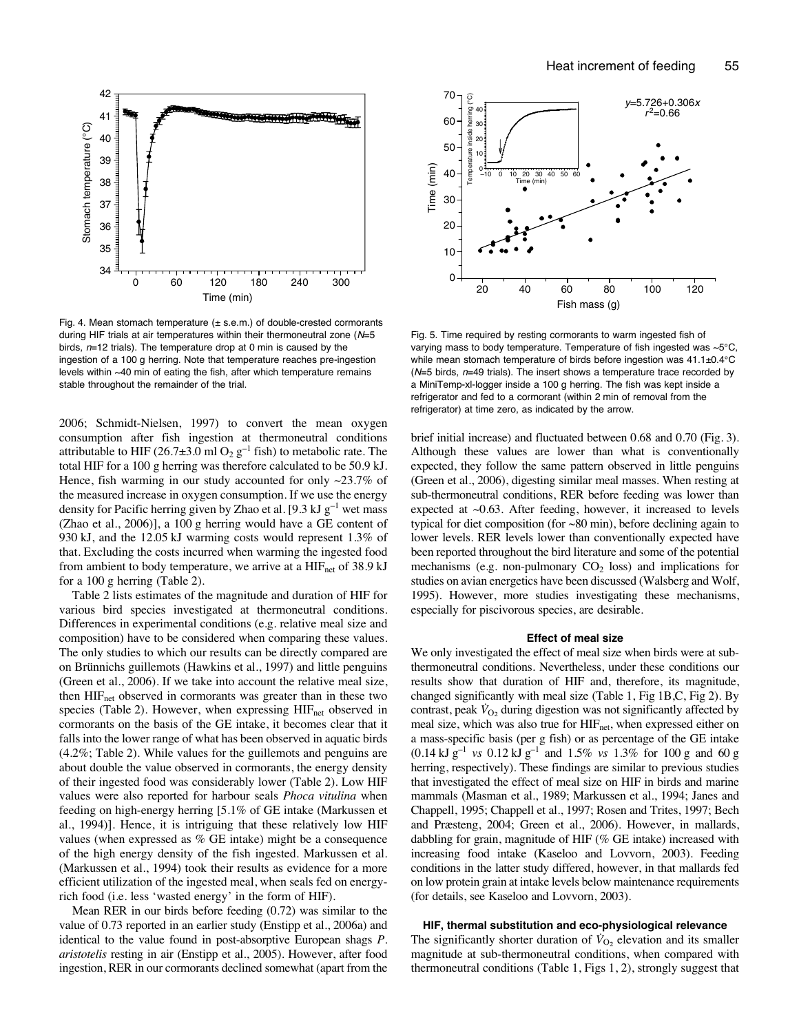Fig. 4. Mean stomach temperature (± s.e.m.) of double-crested cormorants during HIF trials at air temperatures within their thermoneutral zone ($N$=5 birds, $n$=12 trials). The temperature drop at 0 min is caused by the ingestion of a 100 g herring. Note that temperature reaches pre-ingestion levels within ~40 min of eating the fish, after which temperature remains stable throughout the remainder of the trial.

Fig. 5. Time required by resting cormorants to warm ingested fish of varying mass to body temperature. Temperature of fish ingested was ~5°C, while mean stomach temperature of birds before ingestion was 41.1±0.4°C ($N$=5 birds, $n$=49 trials). The insert shows a temperature trace recorded by a MiniTemp-xl-logger inside a 100 g herring. The fish was kept inside a refrigerator and fed to a cormorant (within 2 min of removal from the refrigerator) at time zero, as indicated by the arrow.

2006; Schmidt-Nielsen, 1997) to convert the mean oxygen consumption after fish ingestion at thermoneutral conditions attributable to HIF (26.7±3.0 ml $O_2$ $g^{-1}$ fish) to metabolic rate. The total HIF for a 100 g herring was therefore calculated to be 50.9 kJ. Hence, fish warming in our study accounted for only ~23.7% of the measured increase in oxygen consumption. If we use the energy density for Pacific herring given by Zhao et al. [9.3 kJ $g^{-1}$ wet mass (Zhao et al., 2006)], a 100 g herring would have a GE content of 930 kJ, and the 12.05 kJ warming costs would represent 1.3% of that. Excluding the costs incurred when warming the ingested food from ambient to body temperature, we arrive at a $HIF_{net}$ of 38.9 kJ for a 100 g herring (Table 2).

Table 2 lists estimates of the magnitude and duration of HIF for various bird species investigated at thermoneutral conditions. Differences in experimental conditions (e.g. relative meal size and composition) have to be considered when comparing these values. The only studies to which our results can be directly compared are on Brünnichs guillemots (Hawkins et al., 1997) and little penguins (Green et al., 2006). If we take into account the relative meal size, then $HIF_{net}$ observed in cormorants was greater than in these two species (Table 2). However, when expressing $HIF_{net}$ observed in cormorants on the basis of the GE intake, it becomes clear that it falls into the lower range of what has been observed in aquatic birds (4.2%; Table 2). While values for the guillemots and penguins are about double the value observed in cormorants, the energy density of their ingested food was considerably lower (Table 2). Low HIF values were also reported for harbour seals *Phoca vitulina* when feeding on high-energy herring [5.1% of GE intake (Markussen et al., 1994)]. Hence, it is intriguing that these relatively low HIF values (when expressed as % GE intake) might be a consequence of the high energy density of the fish ingested. Markussen et al. (Markussen et al., 1994) took their results as evidence for a more efficient utilization of the ingested meal, when seals fed on energy-rich food (i.e. less 'wasted energy' in the form of HIF).

Mean RER in our birds before feeding (0.72) was similar to the value of 0.73 reported in an earlier study (Enstipp et al., 2006a) and identical to the value found in post-absorptive European shags *P. aristotelis* resting in air (Enstipp et al., 2005). However, after food ingestion, RER in our cormorants declined somewhat (apart from the brief initial increase) and fluctuated between 0.68 and 0.70 (Fig. 3). Although these values are lower than what is conventionally expected, they follow the same pattern observed in little penguins (Green et al., 2006), digesting similar meal masses. When resting at sub-thermoneutral conditions, RER before feeding was lower than expected at ~0.63. After feeding, however, it increased to levels typical for diet composition (for ~80 min), before declining again to lower levels. RER levels lower than conventionally expected have been reported throughout the bird literature and some of the potential mechanisms (e.g. non-pulmonary $CO_2$ loss) and implications for studies on avian energetics have been discussed (Walsberg and Wolf, 1995). However, more studies investigating these mechanisms, especially for piscivorous species, are desirable.

### Effect of meal size

We only investigated the effect of meal size when birds were at sub-thermoneutral conditions. Nevertheless, under these conditions our results show that duration of HIF and, therefore, its magnitude, changed significantly with meal size (Table 1, Fig 1B,C, Fig 2). By contrast, peak $\dot{V}_{O_2}$ during digestion was not significantly affected by meal size, which was also true for $HIF_{net}$, when expressed either on a mass-specific basis (per g fish) or as percentage of the GE intake (0.14 kJ $g^{-1}$ *vs* 0.12 kJ $g^{-1}$ and 1.5% *vs* 1.3% for 100 g and 60 g herring, respectively). These findings are similar to previous studies that investigated the effect of meal size on HIF in birds and marine mammals (Masman et al., 1989; Markussen et al., 1994; Janes and Chappell, 1995; Chappell et al., 1997; Rosen and Trites, 1997; Bech and Præsteng, 2004; Green et al., 2006). However, in mallards, dabbling for grain, magnitude of HIF (% GE intake) increased with increasing food intake (Kaseloo and Lovvorn, 2003). Feeding conditions in the latter study differed, however, in that mallards fed on low protein grain at intake levels below maintenance requirements (for details, see Kaseloo and Lovvorn, 2003).

### HIF, thermal substitution and eco-physiological relevance

The significantly shorter duration of $\dot{V}_{O_2}$ elevation and its smaller magnitude at sub-thermoneutral conditions, when compared with thermoneutral conditions (Table 1, Figs 1, 2), strongly suggest that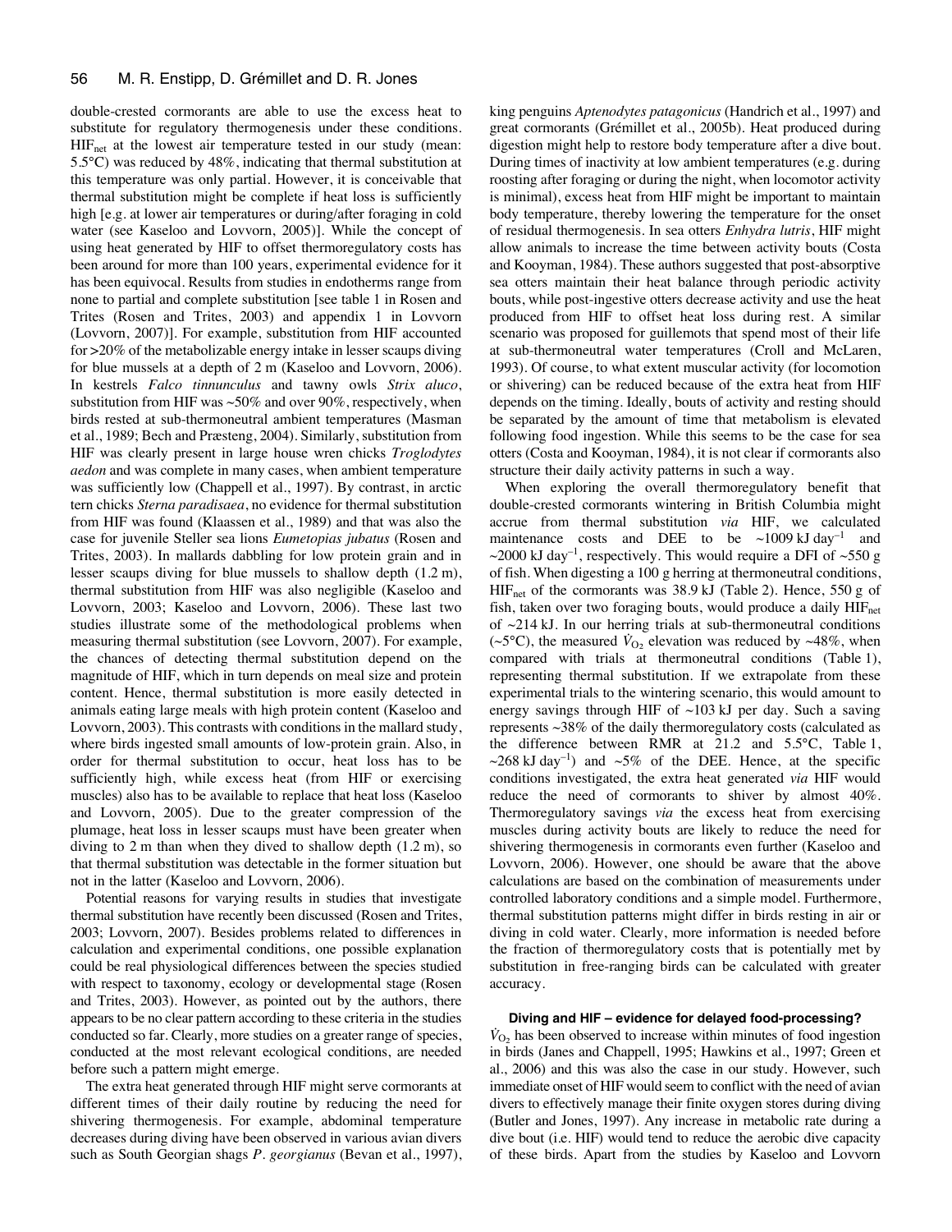double-crested cormorants are able to use the excess heat to substitute for regulatory thermogenesis under these conditions. $HIF_{net}$ at the lowest air temperature tested in our study (mean: 5.5°C) was reduced by 48%, indicating that thermal substitution at this temperature was only partial. However, it is conceivable that thermal substitution might be complete if heat loss is sufficiently high [e.g. at lower air temperatures or during/after foraging in cold water (see Kaseloo and Lovvorn, 2005)]. While the concept of using heat generated by HIF to offset thermoregulatory costs has been around for more than 100 years, experimental evidence for it has been equivocal. Results from studies in endotherms range from none to partial and complete substitution [see table 1 in Rosen and Trites (Rosen and Trites, 2003) and appendix 1 in Lovvorn (Lovvorn, 2007)]. For example, substitution from HIF accounted for >20% of the metabolizable energy intake in lesser scaups diving for blue mussels at a depth of 2 m (Kaseloo and Lovvorn, 2006). In kestrels *Falco tinnunculus* and tawny owls *Strix aluco*, substitution from HIF was ~50% and over 90%, respectively, when birds rested at sub-thermoneutral ambient temperatures (Masman et al., 1989; Bech and Præsteng, 2004). Similarly, substitution from HIF was clearly present in large house wren chicks *Troglodytes aedon* and was complete in many cases, when ambient temperature was sufficiently low (Chappell et al., 1997). By contrast, in arctic tern chicks *Sterna paradisaea*, no evidence for thermal substitution from HIF was found (Klaassen et al., 1989) and that was also the case for juvenile Steller sea lions *Eumetopias jubatus* (Rosen and Trites, 2003). In mallards dabbling for low protein grain and in lesser scaups diving for blue mussels to shallow depth (1.2 m), thermal substitution from HIF was also negligible (Kaseloo and Lovvorn, 2003; Kaseloo and Lovvorn, 2006). These last two studies illustrate some of the methodological problems when measuring thermal substitution (see Lovvorn, 2007). For example, the chances of detecting thermal substitution depend on the magnitude of HIF, which in turn depends on meal size and protein content. Hence, thermal substitution is more easily detected in animals eating large meals with high protein content (Kaseloo and Lovvorn, 2003). This contrasts with conditions in the mallard study, where birds ingested small amounts of low-protein grain. Also, in order for thermal substitution to occur, heat loss has to be sufficiently high, while excess heat (from HIF or exercising muscles) also has to be available to replace that heat loss (Kaseloo and Lovvorn, 2005). Due to the greater compression of the plumage, heat loss in lesser scaups must have been greater when diving to 2 m than when they dived to shallow depth (1.2 m), so that thermal substitution was detectable in the former situation but not in the latter (Kaseloo and Lovvorn, 2006).

Potential reasons for varying results in studies that investigate thermal substitution have recently been discussed (Rosen and Trites, 2003; Lovvorn, 2007). Besides problems related to differences in calculation and experimental conditions, one possible explanation could be real physiological differences between the species studied with respect to taxonomy, ecology or developmental stage (Rosen and Trites, 2003). However, as pointed out by the authors, there appears to be no clear pattern according to these criteria in the studies conducted so far. Clearly, more studies on a greater range of species, conducted at the most relevant ecological conditions, are needed before such a pattern might emerge.

The extra heat generated through HIF might serve cormorants at different times of their daily routine by reducing the need for shivering thermogenesis. For example, abdominal temperature decreases during diving have been observed in various avian divers such as South Georgian shags *P. georgianus* (Bevan et al., 1997), king penguins *Aptenodytes patagonicus* (Handrich et al., 1997) and great cormorants (Grémillet et al., 2005b). Heat produced during digestion might help to restore body temperature after a dive bout. During times of inactivity at low ambient temperatures (e.g. during roosting after foraging or during the night, when locomotor activity is minimal), excess heat from HIF might be important to maintain body temperature, thereby lowering the temperature for the onset of residual thermogenesis. In sea otters *Enhydra lutris*, HIF might allow animals to increase the time between activity bouts (Costa and Kooyman, 1984). These authors suggested that post-absorptive sea otters maintain their heat balance through periodic activity bouts, while post-ingestive otters decrease activity and use the heat produced from HIF to offset heat loss during rest. A similar scenario was proposed for guillemots that spend most of their life at sub-thermoneutral water temperatures (Croll and McLaren, 1993). Of course, to what extent muscular activity (for locomotion or shivering) can be reduced because of the extra heat from HIF depends on the timing. Ideally, bouts of activity and resting should be separated by the amount of time that metabolism is elevated following food ingestion. While this seems to be the case for sea otters (Costa and Kooyman, 1984), it is not clear if cormorants also structure their daily activity patterns in such a way.

When exploring the overall thermoregulatory benefit that double-crested cormorants wintering in British Columbia might accrue from thermal substitution *via* HIF, we calculated maintenance costs and DEE to be ~1009 kJ $day^{-1}$ and ~2000 kJ $day^{-1}$, respectively. This would require a DFI of ~550 g of fish. When digesting a 100 g herring at thermoneutral conditions, $HIF_{net}$ of the cormorants was 38.9 kJ (Table 2). Hence, 550 g of fish, taken over two foraging bouts, would produce a daily $HIF_{net}$ of ~214 kJ. In our herring trials at sub-thermoneutral conditions (~5°C), the measured $\dot{V}_{O_2}$ elevation was reduced by ~48%, when compared with trials at thermoneutral conditions (Table 1), representing thermal substitution. If we extrapolate from these experimental trials to the wintering scenario, this would amount to energy savings through HIF of ~103 kJ per day. Such a saving represents ~38% of the daily thermoregulatory costs (calculated as the difference between RMR at 21.2 and 5.5°C, Table 1, ~268 kJ $day^{-1}$) and ~5% of the DEE. Hence, at the specific conditions investigated, the extra heat generated *via* HIF would reduce the need of cormorants to shiver by almost 40%. Thermoregulatory savings *via* the excess heat from exercising muscles during activity bouts are likely to reduce the need for shivering thermogenesis in cormorants even further (Kaseloo and Lovvorn, 2006). However, one should be aware that the above calculations are based on the combination of measurements under controlled laboratory conditions and a simple model. Furthermore, thermal substitution patterns might differ in birds resting in air or diving in cold water. Clearly, more information is needed before the fraction of thermoregulatory costs that is potentially met by substitution in free-ranging birds can be calculated with greater accuracy.

### Diving and HIF – evidence for delayed food-processing?

$\dot{V}_{O_2}$ has been observed to increase within minutes of food ingestion in birds (Janes and Chappell, 1995; Hawkins et al., 1997; Green et al., 2006) and this was also the case in our study. However, such immediate onset of HIF would seem to conflict with the need of avian divers to effectively manage their finite oxygen stores during diving (Butler and Jones, 1997). Any increase in metabolic rate during a dive bout (i.e. HIF) would tend to reduce the aerobic dive capacity of these birds. Apart from the studies by Kaseloo and Lovvorn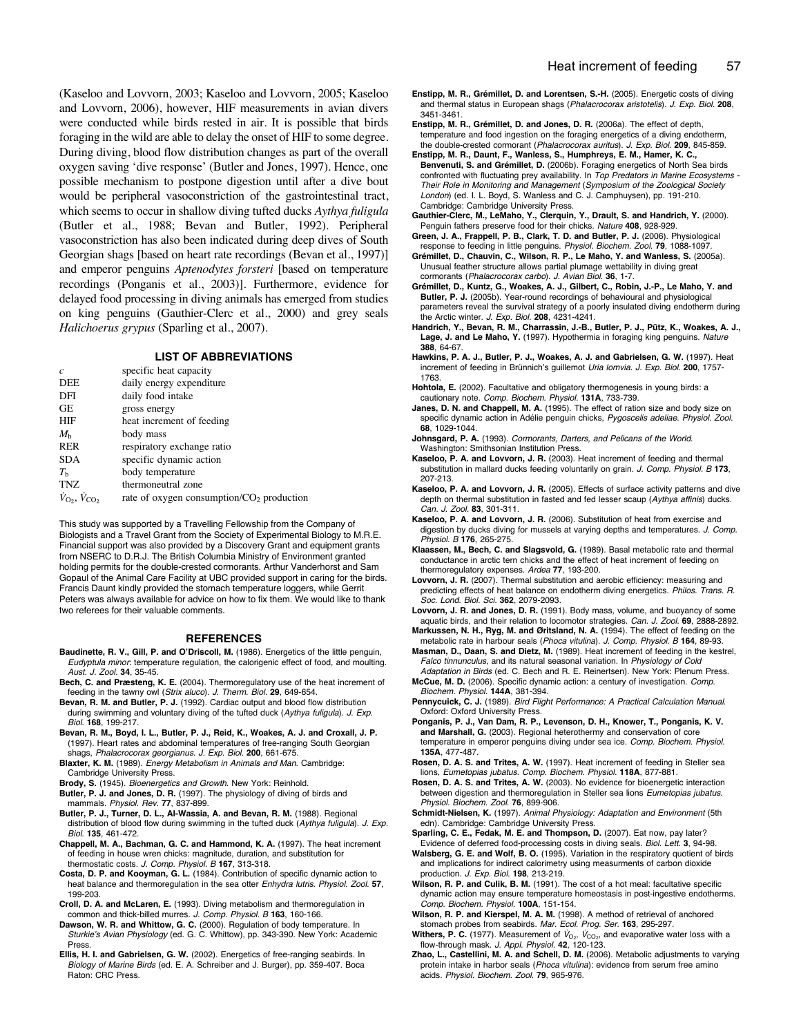(Kaseloo and Lovvorn, 2003; Kaseloo and Lovvorn, 2005; Kaseloo and Lovvorn, 2006), however, HIF measurements in avian divers were conducted while birds rested in air. It is possible that birds foraging in the wild are able to delay the onset of HIF to some degree. During diving, blood flow distribution changes as part of the overall oxygen saving 'dive response' (Butler and Jones, 1997). Hence, one possible mechanism to postpone digestion until after a dive bout would be peripheral vasoconstriction of the gastrointestinal tract, which seems to occur in shallow diving tufted ducks *Aythya fuligula* (Butler et al., 1988; Bevan and Butler, 1992). Peripheral vasoconstriction has also been indicated during deep dives of South Georgian shags [based on heart rate recordings (Bevan et al., 1997)] and emperor penguins *Aptenodytes forsteri* [based on temperature recordings (Ponganis et al., 2003)]. Furthermore, evidence for delayed food processing in diving animals has emerged from studies on king penguins (Gauthier-Clerc et al., 2000) and grey seals *Halichoerus grypus* (Sparling et al., 2007).

## LIST OF ABBREVIATIONS

| | |
|---|---|
| $c$ | specific heat capacity |
| DEE | daily energy expenditure |
| DFI | daily food intake |
| GE | gross energy |
| HIF | heat increment of feeding |
| $M_b$ | body mass |
| RER | respiratory exchange ratio |
| SDA | specific dynamic action |
| $T_b$ | body temperature |
| TNZ | thermoneutral zone |
| $\dot{V}_{O_2}$, $\dot{V}_{CO_2}$ | rate of oxygen consumption/$CO_2$ production |

This study was supported by a Travelling Fellowship from the Company of Biologists and a Travel Grant from the Society of Experimental Biology to M.R.E. Financial support was also provided by a Discovery Grant and equipment grants from NSERC to D.R.J. The British Columbia Ministry of Environment granted holding permits for the double-crested cormorants. Arthur Vanderhorst and Sam Gopaul of the Animal Care Facility at UBC provided support in caring for the birds. Francis Daunt kindly provided the stomach temperature loggers, while Gerrit Peters was always available for advice on how to fix them. We would like to thank two referees for their valuable comments.

## REFERENCES

**Baudinette, R. V., Gill, P. and O'Driscoll, M.** (1986). Energetics of the little penguin, *Eudyptula minor*: temperature regulation, the calorigenic effect of food, and moulting. *Aust. J. Zool.* **34**, 35-45.

**Bech, C. and Præsteng, K. E.** (2004). Thermoregulatory use of the heat increment of feeding in the tawny owl (*Strix aluco*). *J. Therm. Biol.* **29**, 649-654.

**Bevan, R. M. and Butler, P. J.** (1992). Cardiac output and blood flow distribution during swimming and voluntary diving of the tufted duck (*Aythya fuligula*). *J. Exp. Biol.* **168**, 199-217.

**Bevan, R. M., Boyd, I. L., Butler, P. J., Reid, K., Woakes, A. J. and Croxall, J. P.** (1997). Heart rates and abdominal temperatures of free-ranging South Georgian shags, *Phalacrocorax georgianus*. *J. Exp. Biol.* **200**, 661-675.

**Blaxter, K. M.** (1989). *Energy Metabolism in Animals and Man*. Cambridge: Cambridge University Press.

**Brody, S.** (1945). *Bioenergetics and Growth*. New York: Reinhold.

**Butler, P. J. and Jones, D. R.** (1997). The physiology of diving of birds and mammals. *Physiol. Rev.* **77**, 837-899.

**Butler, P. J., Turner, D. L., Al-Wassia, A. and Bevan, R. M.** (1988). Regional distribution of blood flow during swimming in the tufted duck (*Aythya fuligula*). *J. Exp. Biol.* **135**, 461-472.

**Chappell, M. A., Bachman, G. C. and Hammond, K. A.** (1997). The heat increment of feeding in house wren chicks: magnitude, duration, and substitution for thermostatic costs. *J. Comp. Physiol. B* **167**, 313-318.

**Costa, D. P. and Kooyman, G. L.** (1984). Contribution of specific dynamic action to heat balance and thermoregulation in the sea otter *Enhydra lutris*. *Physiol. Zool.* **57**, 199-203.

**Croll, D. A. and McLaren, E.** (1993). Diving metabolism and thermoregulation in common and thick-billed murres. *J. Comp. Physiol. B* **163**, 160-166.

**Dawson, W. R. and Whittow, G. C.** (2000). Regulation of body temperature. In *Sturkie's Avian Physiology* (ed. G. C. Whittow), pp. 343-390. New York: Academic Press.

**Ellis, H. I. and Gabrielsen, G. W.** (2002). Energetics of free-ranging seabirds. In *Biology of Marine Birds* (ed. E. A. Schreiber and J. Burger), pp. 359-407. Boca Raton: CRC Press.

**Enstipp, M. R., Grémillet, D. and Lorentsen, S.-H.** (2005). Energetic costs of diving and thermal status in European shags (*Phalacrocorax aristotelis*). *J. Exp. Biol.* **208**, 3451-3461.

**Enstipp, M. R., Grémillet, D. and Jones, D. R.** (2006a). The effect of depth, temperature and food ingestion on the foraging energetics of a diving endotherm, the double-crested cormorant (*Phalacrocorax auritus*). *J. Exp. Biol.* **209**, 845-859.

**Enstipp, M. R., Daunt, F., Wanless, S., Humphreys, E. M., Hamer, K. C., Benvenuti, S. and Grémillet, D.** (2006b). Foraging energetics of North Sea birds confronted with fluctuating prey availability. In *Top Predators in Marine Ecosystems - Their Role in Monitoring and Management* (*Symposium of the Zoological Society London*) (ed. I. L. Boyd, S. Wanless and C. J. Camphuysen), pp. 191-210. Cambridge: Cambridge University Press.

**Gauthier-Clerc, M., LeMaho, Y., Clerquin, Y., Drault, S. and Handrich, Y.** (2000). Penguin fathers preserve food for their chicks. *Nature* **408**, 928-929.

**Green, J. A., Frappell, P. B., Clark, T. D. and Butler, P. J.** (2006). Physiological response to feeding in little penguins. *Physiol. Biochem. Zool.* **79**, 1088-1097.

**Grémillet, D., Chauvin, C., Wilson, R. P., Le Maho, Y. and Wanless, S.** (2005a). Unusual feather structure allows partial plumage wettability in diving great cormorants (*Phalacrocorax carbo*). *J. Avian Biol.* **36**, 1-7.

**Grémillet, D., Kuntz, G., Woakes, A. J., Gilbert, C., Robin, J.-P., Le Maho, Y. and Butler, P. J.** (2005b). Year-round recordings of behavioural and physiological parameters reveal the survival strategy of a poorly insulated diving endotherm during the Arctic winter. *J. Exp. Biol.* **208**, 4231-4241.

**Handrich, Y., Bevan, R. M., Charrassin, J.-B., Butler, P. J., Pütz, K., Woakes, A. J., Lage, J. and Le Maho, Y.** (1997). Hypothermia in foraging king penguins. *Nature* **388**, 64-67.

**Hawkins, P. A. J., Butler, P. J., Woakes, A. J. and Gabrielsen, G. W.** (1997). Heat increment of feeding in Brünnich's guillemot *Uria lomvia*. *J. Exp. Biol.* **200**, 1757-1763.

**Hohtola, E.** (2002). Facultative and obligatory thermogenesis in young birds: a cautionary note. *Comp. Biochem. Physiol.* **131A**, 733-739.

**Janes, D. N. and Chappell, M. A.** (1995). The effect of ration size and body size on specific dynamic action in Adélie penguin chicks, *Pygoscelis adeliae*. *Physiol. Zool.* **68**, 1029-1044.

**Johnsgard, P. A.** (1993). *Cormorants, Darters, and Pelicans of the World*. Washington: Smithsonian Institution Press.

**Kaseloo, P. A. and Lovvorn, J. R.** (2003). Heat increment of feeding and thermal substitution in mallard ducks feeding voluntarily on grain. *J. Comp. Physiol. B* **173**, 207-213.

**Kaseloo, P. A. and Lovvorn, J. R.** (2005). Effects of surface activity patterns and dive depth on thermal substitution in fasted and fed lesser scaup (*Aythya affinis*) ducks. *Can. J. Zool.* **83**, 301-311.

**Kaseloo, P. A. and Lovvorn, J. R.** (2006). Substitution of heat from exercise and digestion by ducks diving for mussels at varying depths and temperatures. *J. Comp. Physiol. B* **176**, 265-275.

**Klaassen, M., Bech, C. and Slagsvold, G.** (1989). Basal metabolic rate and thermal conductance in arctic tern chicks and the effect of heat increment of feeding on thermoregulatory expenses. *Ardea* **77**, 193-200.

**Lovvorn, J. R.** (2007). Thermal substitution and aerobic efficiency: measuring and predicting effects of heat balance on endotherm diving energetics. *Philos. Trans. R. Soc. Lond. Biol. Sci.* **362**, 2079-2093.

**Lovvorn, J. R. and Jones, D. R.** (1991). Body mass, volume, and buoyancy of some aquatic birds, and their relation to locomotor strategies. *Can. J. Zool.* **69**, 2888-2892.

**Markussen, N. H., Ryg, M. and Øritsland, N. A.** (1994). The effect of feeding on the metabolic rate in harbour seals (*Phoca vitulina*). *J. Comp. Physiol. B* **164**, 89-93.

**Masman, D., Daan, S. and Dietz, M.** (1989). Heat increment of feeding in the kestrel, *Falco tinnunculus*, and its natural seasonal variation. In *Physiology of Cold Adaptation in Birds* (ed. C. Bech and R. E. Reinertsen). New York: Plenum Press.

**McCue, M. D.** (2006). Specific dynamic action: a century of investigation. *Comp. Biochem. Physiol.* **144A**, 381-394.

**Pennycuick, C. J.** (1989). *Bird Flight Performance: A Practical Calculation Manual*. Oxford: Oxford University Press.

**Ponganis, P. J., Van Dam, R. P., Levenson, D. H., Knower, T., Ponganis, K. V. and Marshall, G.** (2003). Regional heterothermy and conservation of core temperature in emperor penguins diving under sea ice. *Comp. Biochem. Physiol.* **135A**, 477-487.

**Rosen, D. A. S. and Trites, A. W.** (1997). Heat increment of feeding in Steller sea lions, *Eumetopias jubatus*. *Comp. Biochem. Physiol.* **118A**, 877-881.

**Rosen, D. A. S. and Trites, A. W.** (2003). No evidence for bioenergetic interaction between digestion and thermoregulation in Steller sea lions *Eumetopias jubatus*. *Physiol. Biochem. Zool.* **76**, 899-906.

**Schmidt-Nielsen, K.** (1997). *Animal Physiology: Adaptation and Environment* (5th edn). Cambridge: Cambridge University Press.

**Sparling, C. E., Fedak, M. E. and Thompson, D.** (2007). Eat now, pay later? Evidence of deferred food-processing costs in diving seals. *Biol. Lett.* **3**, 94-98.

**Walsberg, G. E. and Wolf, B. O.** (1995). Variation in the respiratory quotient of birds and implications for indirect calorimetry using measurements of carbon dioxide production. *J. Exp. Biol.* **198**, 213-219.

**Wilson, R. P. and Culik, B. M.** (1991). The cost of a hot meal: facultative specific dynamic action may ensure temperature homeostasis in post-ingestive endotherms. *Comp. Biochem. Physiol.* **100A**, 151-154.

**Wilson, R. P. and Kierspel, M. A. M.** (1998). A method of retrieval of anchored stomach probes from seabirds. *Mar. Ecol. Prog. Ser.* **163**, 295-297.

**Withers, P. C.** (1977). Measurement of $\dot{V}_{O_2}$, $\dot{V}_{CO_2}$, and evaporative water loss with a flow-through mask. *J. Appl. Physiol.* **42**, 120-123.

**Zhao, L., Castellini, M. A. and Schell, D. M.** (2006). Metabolic adjustments to varying protein intake in harbor seals (*Phoca vitulina*): evidence from serum free amino acids. *Physiol. Biochem. Zool.* **79**, 965-976.